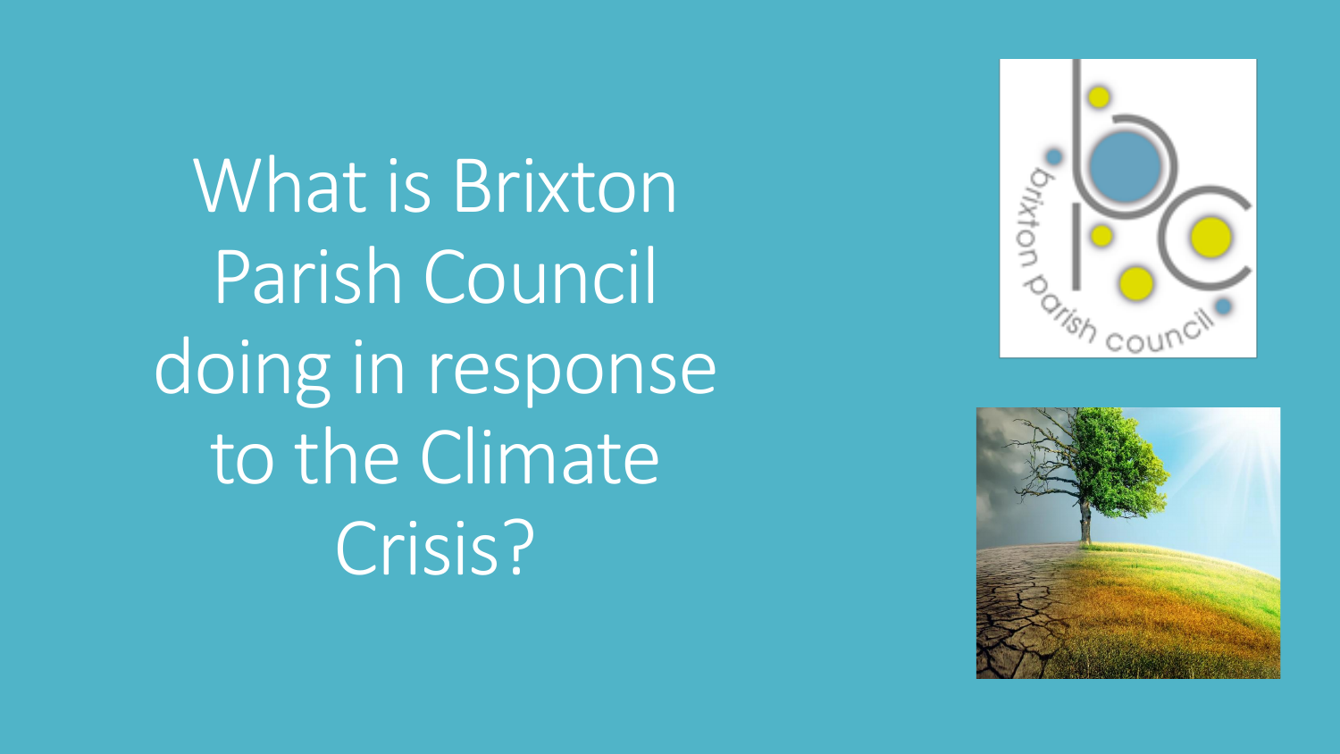# What is Brixton Parish Council doing in response to the Climate Crisis?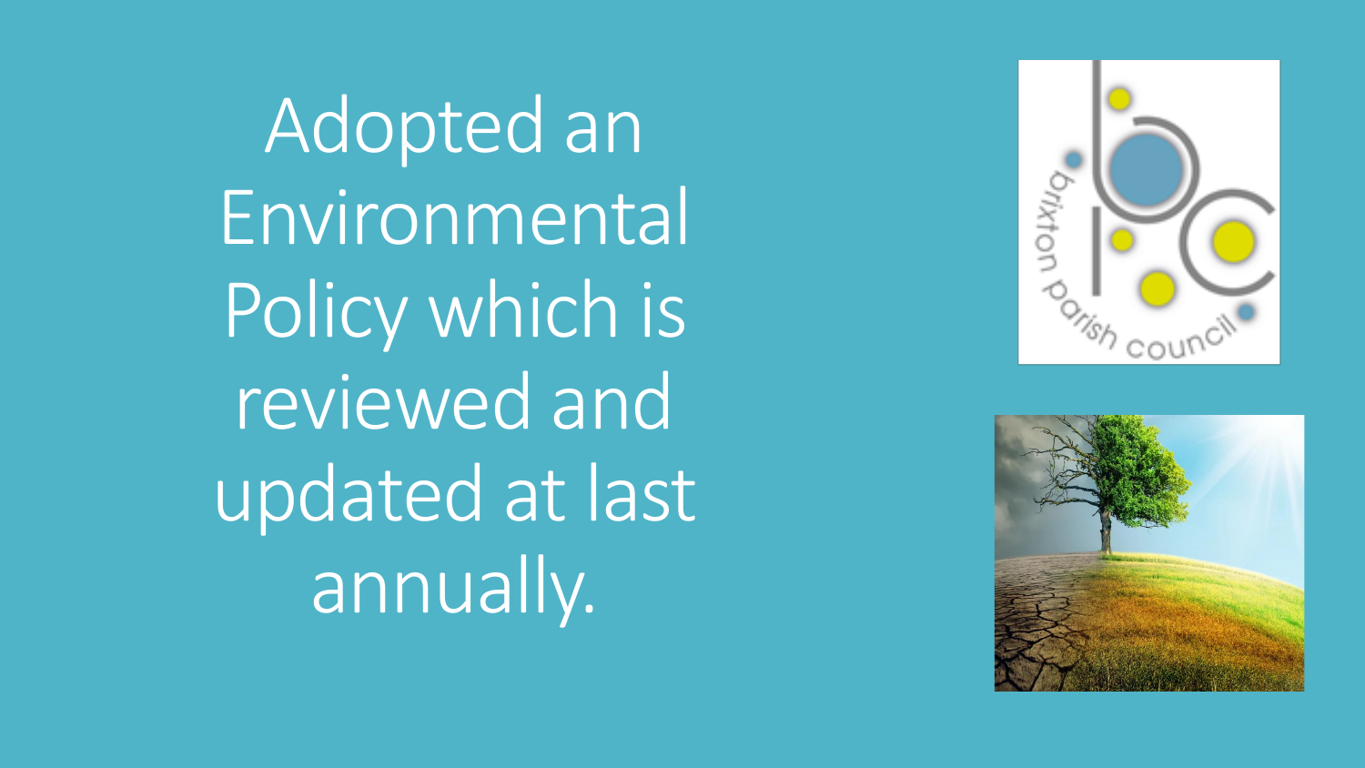Adopted an Environmental Policy which is reviewed and updated at last annually.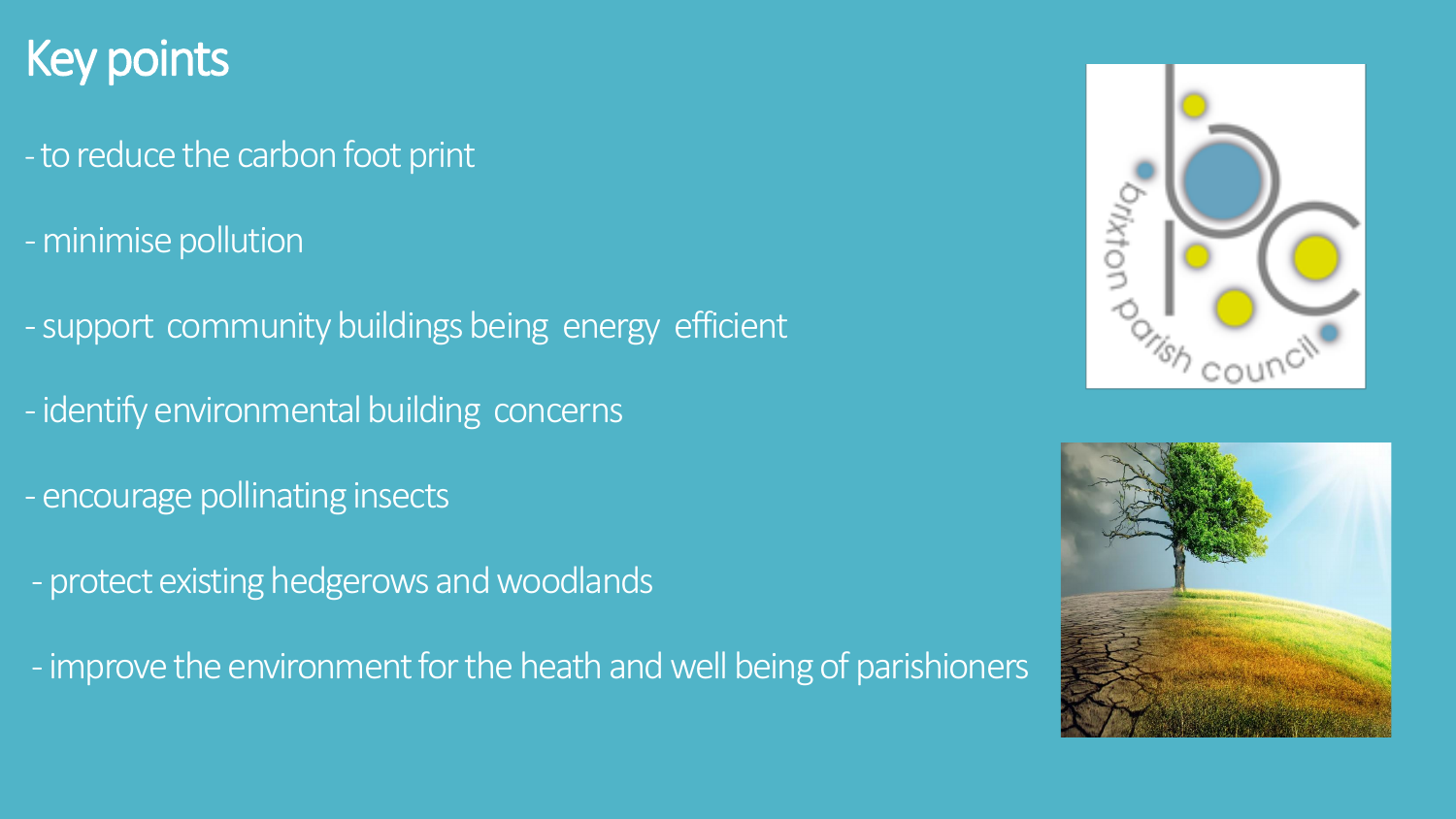# Key points

- to reduce the carbon foot print
- minimise pollution
- support community buildings being energy efficient
- identify environmental building concerns
- encourage pollinating insects
- protect existing hedgerows and woodlands
- improve the environment for the heath and well being of parishioners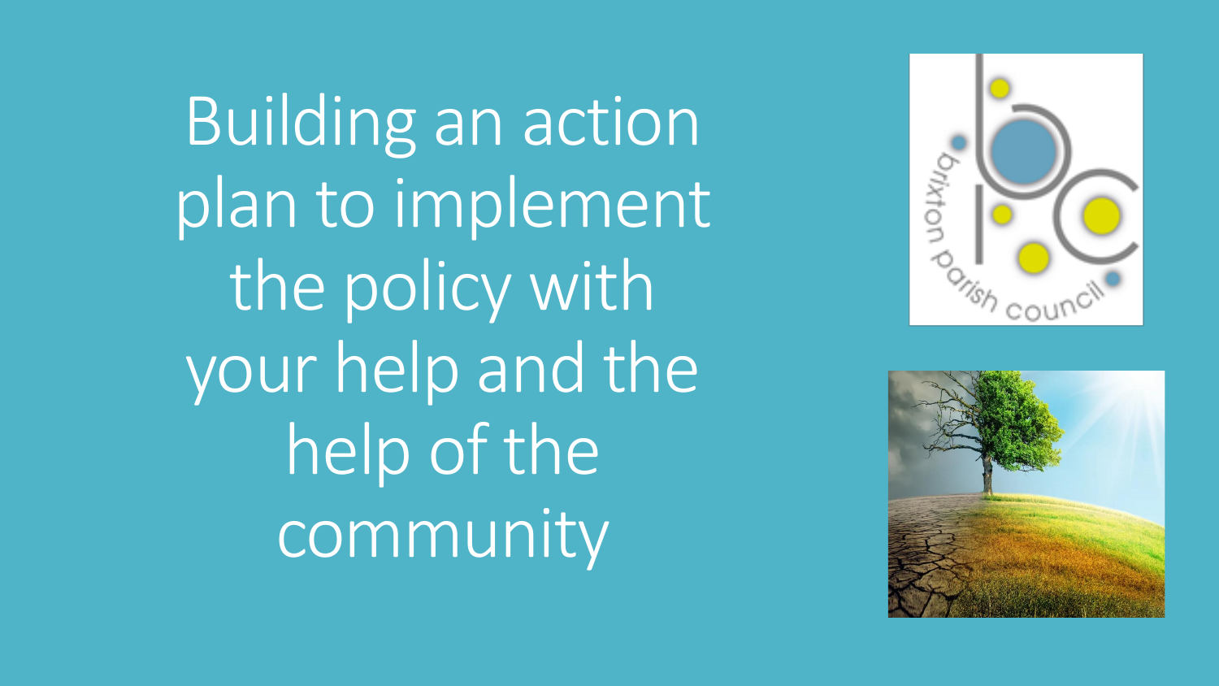# Building an action plan to implement the policy with your help and the help of the community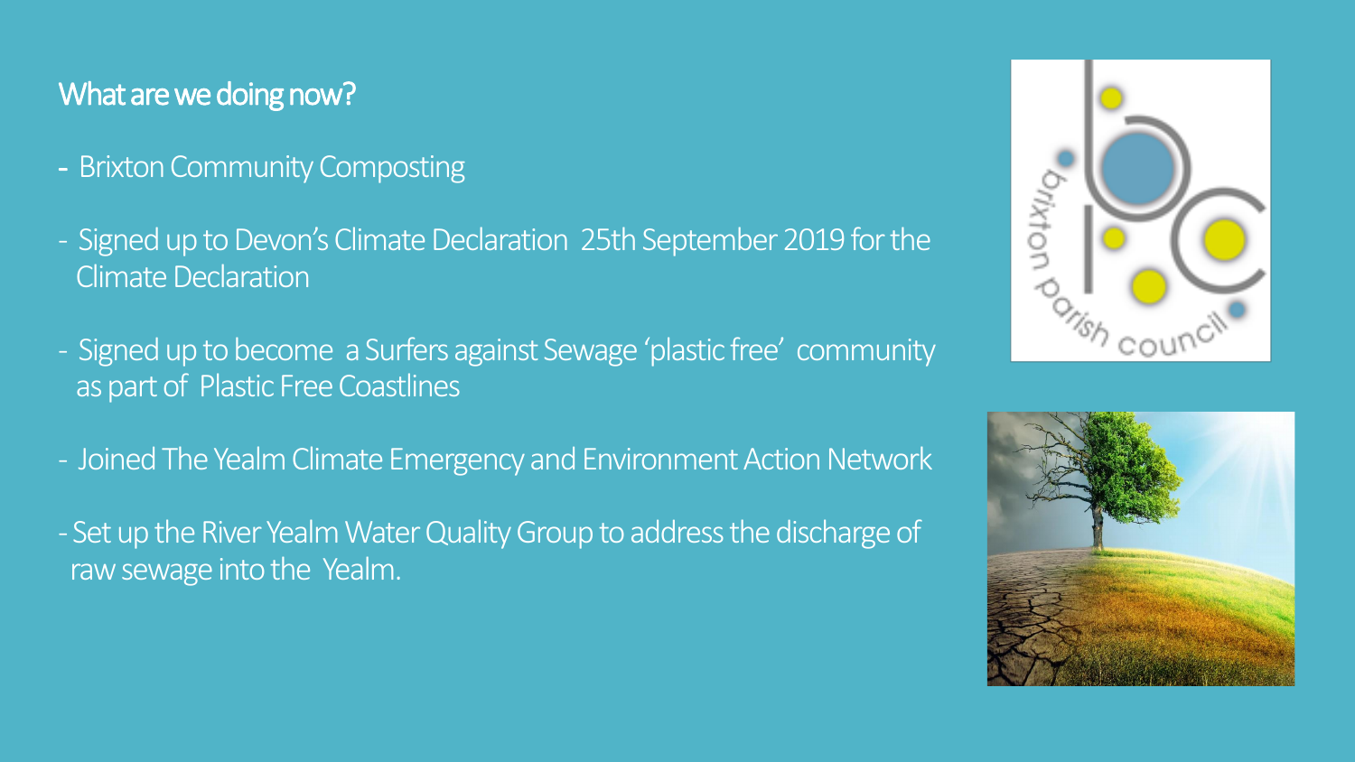## What are we doing now?

- Brixton Community Composting
- Signed up to Devon's Climate Declaration 25th September 2019 for the Climate Declaration
- Signed up to become a Surfers against Sewage 'plastic free' community as part of Plastic Free Coastlines
- Joined The Yealm Climate Emergency and Environment Action Network
- Set up the River Yealm Water Quality Group to address the discharge of raw sewage into the Yealm.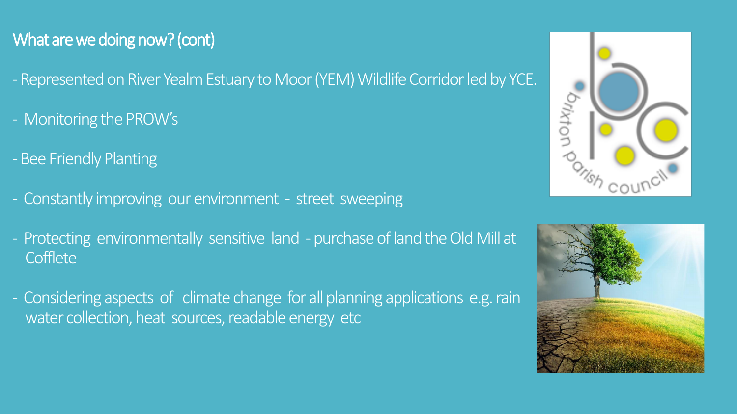## What are we doing now? (cont)

- Represented on River Yealm Estuary to Moor (YEM) Wildlife Corridor led by YCE.
- Monitoring the PROW's
- Bee Friendly Planting
- Constantly improving our environment - street sweeping
- Protecting environmentally sensitive land - purchase of land the Old Mill at Cofflete
- Considering aspects of climate change for all planning applications e.g. rain water collection, heat sources, readable energy etc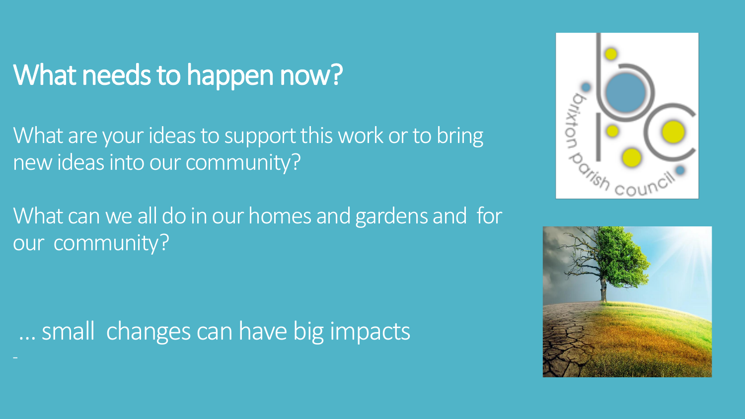# What needs to happen now?

What are your ideas to support this work or to bring new ideas into our community?

What can we all do in our homes and gardens and for our community?

… small changes can have big impacts

-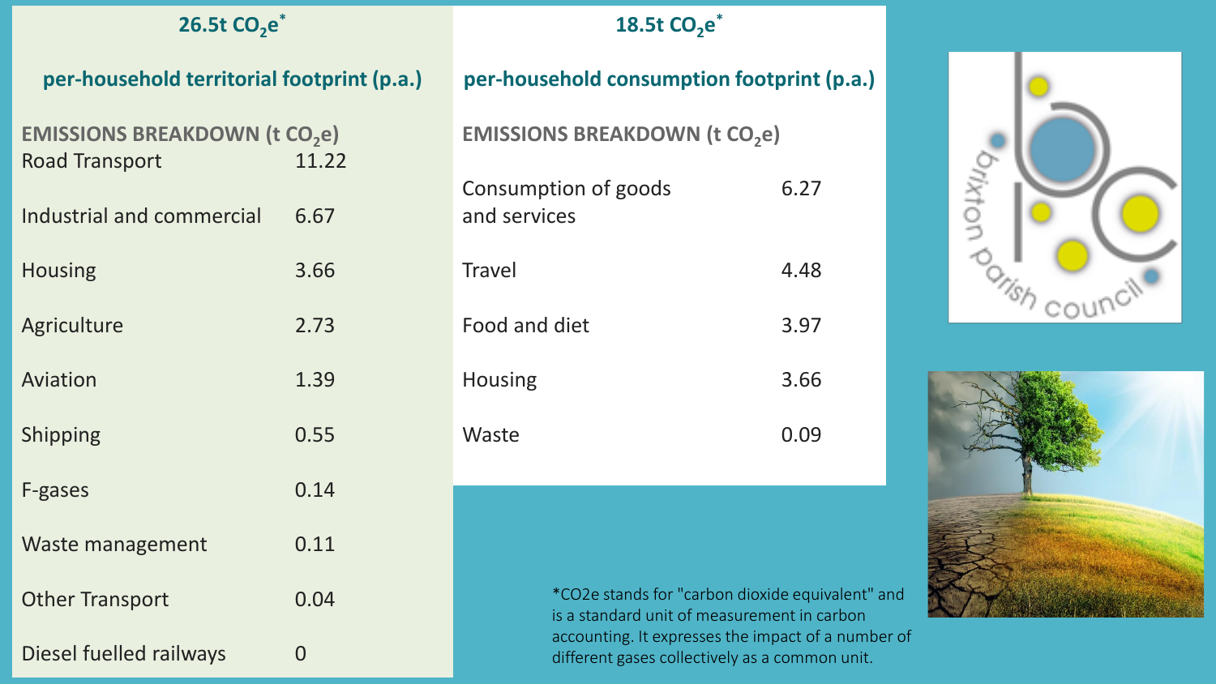## 26.5t $CO_2e$*

### per-household territorial footprint (p.a.)

| EMISSIONS BREAKDOWN (t $CO_2e$) | |
|---|---|
| Road Transport | 11.22 |
| Industrial and commercial | 6.67 |
| Housing | 3.66 |
| Agriculture | 2.73 |
| Aviation | 1.39 |
| Shipping | 0.55 |
| F-gases | 0.14 |
| Waste management | 0.11 |
| Other Transport | 0.04 |
| Diesel fuelled railways | 0 |

## 18.5t $CO_2e$*

### per-household consumption footprint (p.a.)

| EMISSIONS BREAKDOWN (t $CO_2e$) | |
|---|---|
| Consumption of goods and services | 6.27 |
| Travel | 4.48 |
| Food and diet | 3.97 |
| Housing | 3.66 |
| Waste | 0.09 |

brixton parish council

*CO2e stands for "carbon dioxide equivalent" and is a standard unit of measurement in carbon accounting. It expresses the impact of a number of different gases collectively as a common unit.